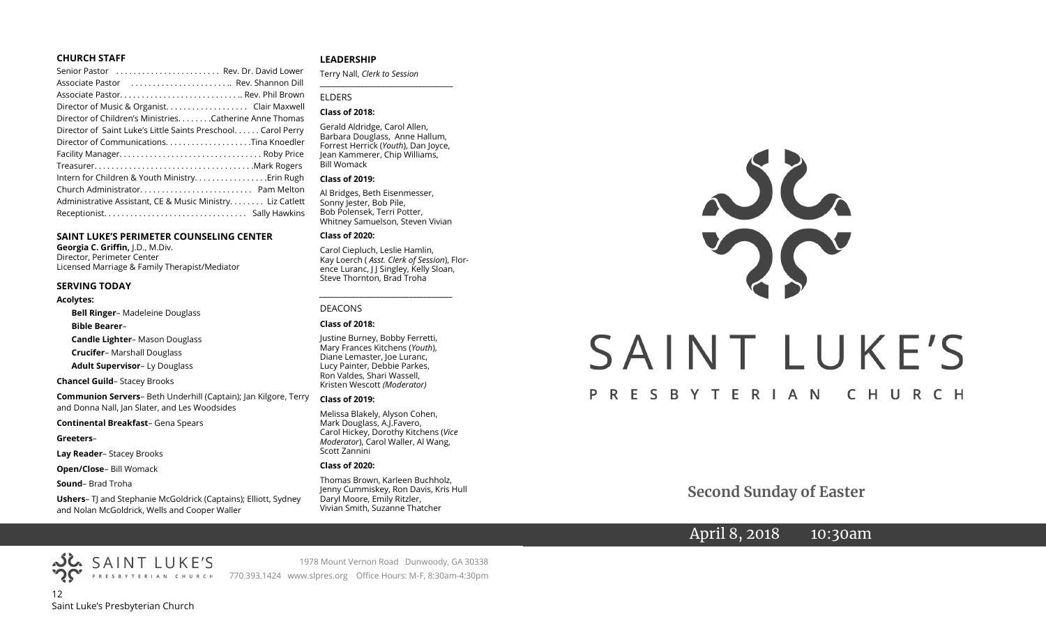## CHURCH STAFF

Senior Pastor ........................ Rev. Dr. David Lower
Associate Pastor ........................ Rev. Shannon Dill
Associate Pastor............................ Rev. Phil Brown
Director of Music & Organist................... Clair Maxwell
Director of Children's Ministries........Catherine Anne Thomas
Director of Saint Luke's Little Saints Preschool...... Carol Perry
Director of Communications....................Tina Knoedler
Facility Manager................................ Roby Price
Treasurer....................................Mark Rogers
Intern for Children & Youth Ministry.................Erin Rugh
Church Administrator.......................... Pam Melton
Administrative Assistant, CE & Music Ministry........ Liz Catlett
Receptionist................................ Sally Hawkins

## SAINT LUKE'S PERIMETER COUNSELING CENTER

**Georgia C. Griffin,** J.D., M.Div.
Director, Perimeter Center
Licensed Marriage & Family Therapist/Mediator

## SERVING TODAY

**Acolytes:**

- **Bell Ringer**– Madeleine Douglass
- **Bible Bearer**–
- **Candle Lighter**– Mason Douglass
- **Crucifer**– Marshall Douglass
- **Adult Supervisor**– Ly Douglass

**Chancel Guild**– Stacey Brooks

**Communion Servers**– Beth Underhill (Captain); Jan Kilgore, Terry and Donna Nall, Jan Slater, and Les Woodsides

**Continental Breakfast**– Gena Spears

**Greeters**–

**Lay Reader**– Stacey Brooks

**Open/Close**– Bill Womack

**Sound**– Brad Troha

**Ushers**– TJ and Stephanie McGoldrick (Captains); Elliott, Sydney and Nolan McGoldrick, Wells and Cooper Waller

## LEADERSHIP

Terry Nall, *Clerk to Session*

### ELDERS

**Class of 2018:**

Gerald Aldridge, Carol Allen, Barbara Douglass, Anne Hallum, Forrest Herrick (*Youth*), Dan Joyce, Jean Kammerer, Chip Williams, Bill Womack

**Class of 2019:**

Al Bridges, Beth Eisenmesser, Sonny Jester, Bob Pile, Bob Polensek, Terri Potter, Whitney Samuelson, Steven Vivian

**Class of 2020:**

Carol Ciepluch, Leslie Hamlin, Kay Loerch ( *Asst. Clerk of Session*), Florence Luranc, J J Singley, Kelly Sloan, Steve Thornton, Brad Troha

### DEACONS

**Class of 2018:**

Justine Burney, Bobby Ferretti, Mary Frances Kitchens (*Youth*), Diane Lemaster, Joe Luranc, Lucy Painter, Debbie Parkes, Ron Valdes, Shari Wassell, Kristen Wescott *(Moderator)*

**Class of 2019:**

Melissa Blakely, Alyson Cohen, Mark Douglass, A.J.Favero, Carol Hickey, Dorothy Kitchens (*Vice Moderator*), Carol Waller, Al Wang, Scott Zannini

**Class of 2020:**

Thomas Brown, Karleen Buchholz, Jenny Cummiskey, Ron Davis, Kris Hull Daryl Moore, Emily Ritzler, Vivian Smith, Suzanne Thatcher

# SAINT LUKE'S PRESBYTERIAN CHURCH

## Second Sunday of Easter

April 8, 2018 10:30am

SAINT LUKE'S PRESBYTERIAN CHURCH
1978 Mount Vernon Road Dunwoody, GA 30338
770.393.1424 www.slpres.org Office Hours: M-F, 8:30am-4:30pm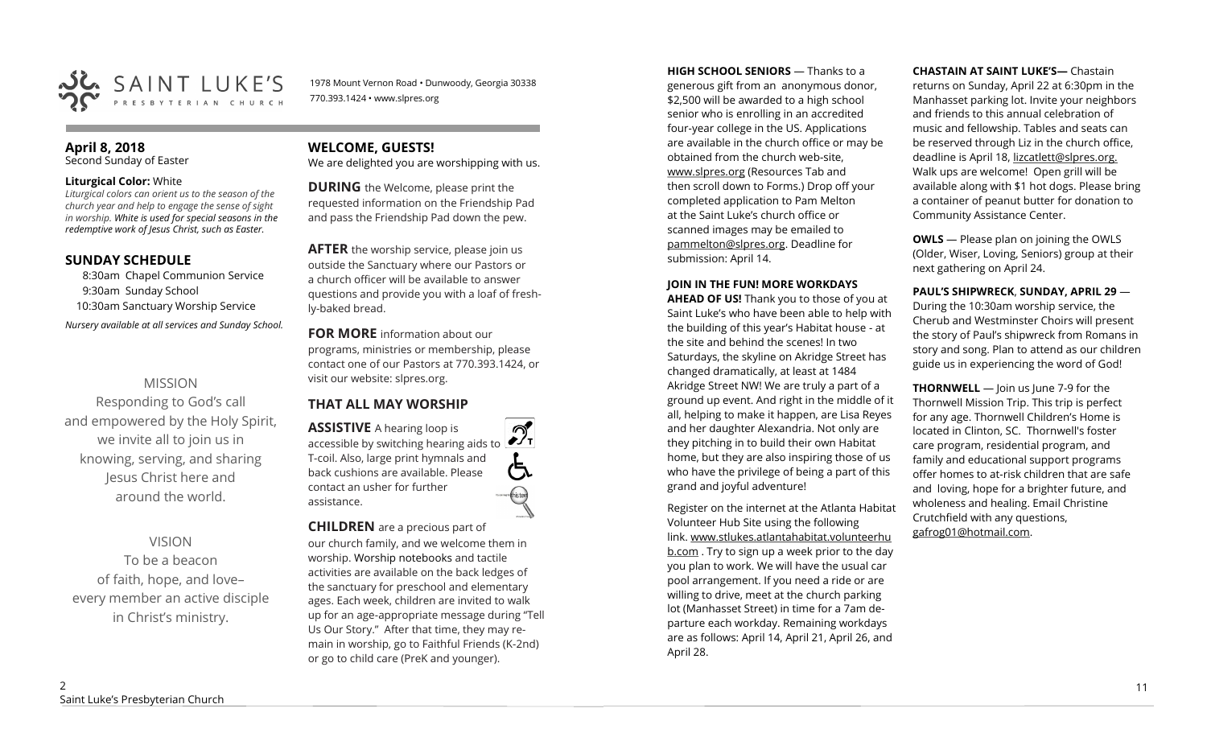SAINT LUKE'S PRESBYTERIAN CHURCH

1978 Mount Vernon Road • Dunwoody, Georgia 30338
770.393.1424 • www.slpres.org

**April 8, 2018**
Second Sunday of Easter

**Liturgical Color:** White
*Liturgical colors can orient us to the season of the church year and help to engage the sense of sight in worship. White is used for special seasons in the redemptive work of Jesus Christ, such as Easter.*

## SUNDAY SCHEDULE

8:30am Chapel Communion Service
9:30am Sunday School
10:30am Sanctuary Worship Service

*Nursery available at all services and Sunday School.*

MISSION
Responding to God's call
and empowered by the Holy Spirit,
we invite all to join us in
knowing, serving, and sharing
Jesus Christ here and
around the world.

VISION
To be a beacon
of faith, hope, and love–
every member an active disciple
in Christ's ministry.

## WELCOME, GUESTS!

We are delighted you are worshipping with us.

**DURING** the Welcome, please print the requested information on the Friendship Pad and pass the Friendship Pad down the pew.

**AFTER** the worship service, please join us outside the Sanctuary where our Pastors or a church officer will be available to answer questions and provide you with a loaf of freshly-baked bread.

**FOR MORE** information about our programs, ministries or membership, please contact one of our Pastors at 770.393.1424, or visit our website: slpres.org.

## THAT ALL MAY WORSHIP

**ASSISTIVE** A hearing loop is accessible by switching hearing aids to T-coil. Also, large print hymnals and back cushions are available. Please contact an usher for further assistance.

**CHILDREN** are a precious part of our church family, and we welcome them in worship. Worship notebooks and tactile activities are available on the back ledges of the sanctuary for preschool and elementary ages. Each week, children are invited to walk up for an age-appropriate message during "Tell Us Our Story." After that time, they may remain in worship, go to Faithful Friends (K-2nd) or go to child care (PreK and younger).

**HIGH SCHOOL SENIORS** — Thanks to a generous gift from an anonymous donor, $2,500 will be awarded to a high school senior who is enrolling in an accredited four-year college in the US. Applications are available in the church office or may be obtained from the church web-site, www.slpres.org (Resources Tab and then scroll down to Forms.) Drop off your completed application to Pam Melton at the Saint Luke's church office or scanned images may be emailed to pammelton@slpres.org. Deadline for submission: April 14.

**JOIN IN THE FUN! MORE WORKDAYS AHEAD OF US!** Thank you to those of you at Saint Luke's who have been able to help with the building of this year's Habitat house - at the site and behind the scenes! In two Saturdays, the skyline on Akridge Street has changed dramatically, at least at 1484 Akridge Street NW! We are truly a part of a ground up event. And right in the middle of it all, helping to make it happen, are Lisa Reyes and her daughter Alexandria. Not only are they pitching in to build their own Habitat home, but they are also inspiring those of us who have the privilege of being a part of this grand and joyful adventure!

Register on the internet at the Atlanta Habitat Volunteer Hub Site using the following link. www.stlukes.atlantahabitat.volunteerhub.com . Try to sign up a week prior to the day you plan to work. We will have the usual car pool arrangement. If you need a ride or are willing to drive, meet at the church parking lot (Manhasset Street) in time for a 7am departure each workday. Remaining workdays are as follows: April 14, April 21, April 26, and April 28.

**CHASTAIN AT SAINT LUKE'S—** Chastain returns on Sunday, April 22 at 6:30pm in the Manhasset parking lot. Invite your neighbors and friends to this annual celebration of music and fellowship. Tables and seats can be reserved through Liz in the church office, deadline is April 18, lizcatlett@slpres.org. Walk ups are welcome! Open grill will be available along with $1 hot dogs. Please bring a container of peanut butter for donation to Community Assistance Center.

**OWLS** — Please plan on joining the OWLS (Older, Wiser, Loving, Seniors) group at their next gathering on April 24.

**PAUL'S SHIPWRECK**, **SUNDAY, APRIL 29** — During the 10:30am worship service, the Cherub and Westminster Choirs will present the story of Paul's shipwreck from Romans in story and song. Plan to attend as our children guide us in experiencing the word of God!

**THORNWELL** — Join us June 7-9 for the Thornwell Mission Trip. This trip is perfect for any age. Thornwell Children's Home is located in Clinton, SC. Thornwell's foster care program, residential program, and family and educational support programs offer homes to at-risk children that are safe and loving, hope for a brighter future, and wholeness and healing. Email Christine Crutchfield with any questions, gafrog01@hotmail.com.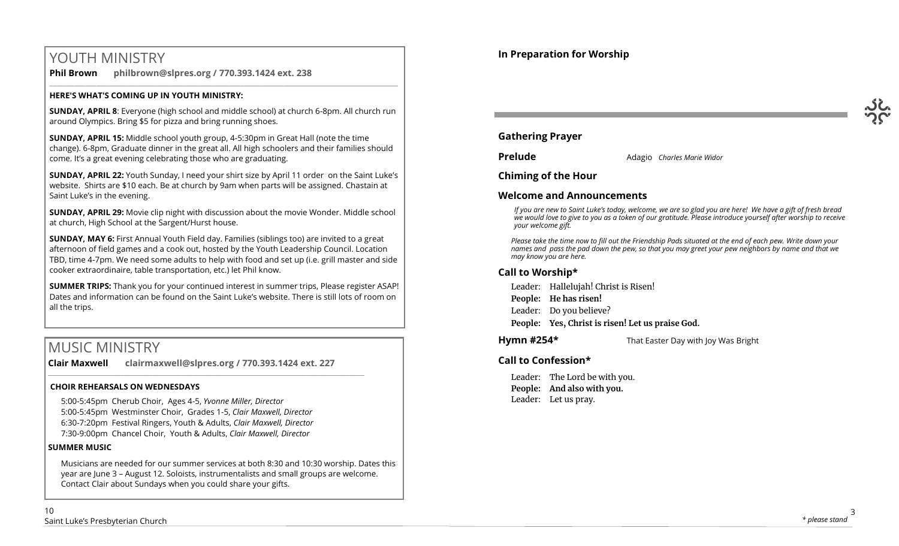# YOUTH MINISTRY

**Phil Brown** **philbrown@slpres.org / 770.393.1424 ext. 238**

**HERE'S WHAT'S COMING UP IN YOUTH MINISTRY:**

**SUNDAY, APRIL 8**: Everyone (high school and middle school) at church 6-8pm. All church run around Olympics. Bring $5 for pizza and bring running shoes.

**SUNDAY, APRIL 15:** Middle school youth group, 4-5:30pm in Great Hall (note the time change). 6-8pm, Graduate dinner in the great all. All high schoolers and their families should come. It's a great evening celebrating those who are graduating.

**SUNDAY, APRIL 22:** Youth Sunday, I need your shirt size by April 11 order on the Saint Luke's website. Shirts are $10 each. Be at church by 9am when parts will be assigned. Chastain at Saint Luke's in the evening.

**SUNDAY, APRIL 29:** Movie clip night with discussion about the movie Wonder. Middle school at church, High School at the Sargent/Hurst house.

**SUNDAY, MAY 6:** First Annual Youth Field day. Families (siblings too) are invited to a great afternoon of field games and a cook out, hosted by the Youth Leadership Council. Location TBD, time 4-7pm. We need some adults to help with food and set up (i.e. grill master and side cooker extraordinaire, table transportation, etc.) let Phil know.

**SUMMER TRIPS:** Thank you for your continued interest in summer trips, Please register ASAP! Dates and information can be found on the Saint Luke's website. There is still lots of room on all the trips.

# MUSIC MINISTRY

**Clair Maxwell** **clairmaxwell@slpres.org / 770.393.1424 ext. 227**

**CHOIR REHEARSALS ON WEDNESDAYS**

5:00-5:45pm Cherub Choir, Ages 4-5, *Yvonne Miller, Director*
5:00-5:45pm Westminster Choir, Grades 1-5, *Clair Maxwell, Director*
6:30-7:20pm Festival Ringers, Youth & Adults, *Clair Maxwell, Director*
7:30-9:00pm Chancel Choir, Youth & Adults, *Clair Maxwell, Director*

**SUMMER MUSIC**

Musicians are needed for our summer services at both 8:30 and 10:30 worship. Dates this year are June 3 – August 12. Soloists, instrumentalists and small groups are welcome. Contact Clair about Sundays when you could share your gifts.

## In Preparation for Worship

### Gathering Prayer

**Prelude** Adagio *Charles Marie Widor*

### Chiming of the Hour

### Welcome and Announcements

*If you are new to Saint Luke's today, welcome, we are so glad you are here! We have a gift of fresh bread we would love to give to you as a token of our gratitude. Please introduce yourself after worship to receive your welcome gift.*

*Please take the time now to fill out the Friendship Pads situated at the end of each pew. Write down your names and pass the pad down the pew, so that you may greet your pew neighbors by name and that we may know you are here.*

### Call to Worship*

Leader: Hallelujah! Christ is Risen!
**People: He has risen!**
Leader: Do you believe?
**People: Yes, Christ is risen! Let us praise God.**

**Hymn #254*** That Easter Day with Joy Was Bright

### Call to Confession*

Leader: The Lord be with you.
**People: And also with you.**
Leader: Let us pray.

*\* please stand*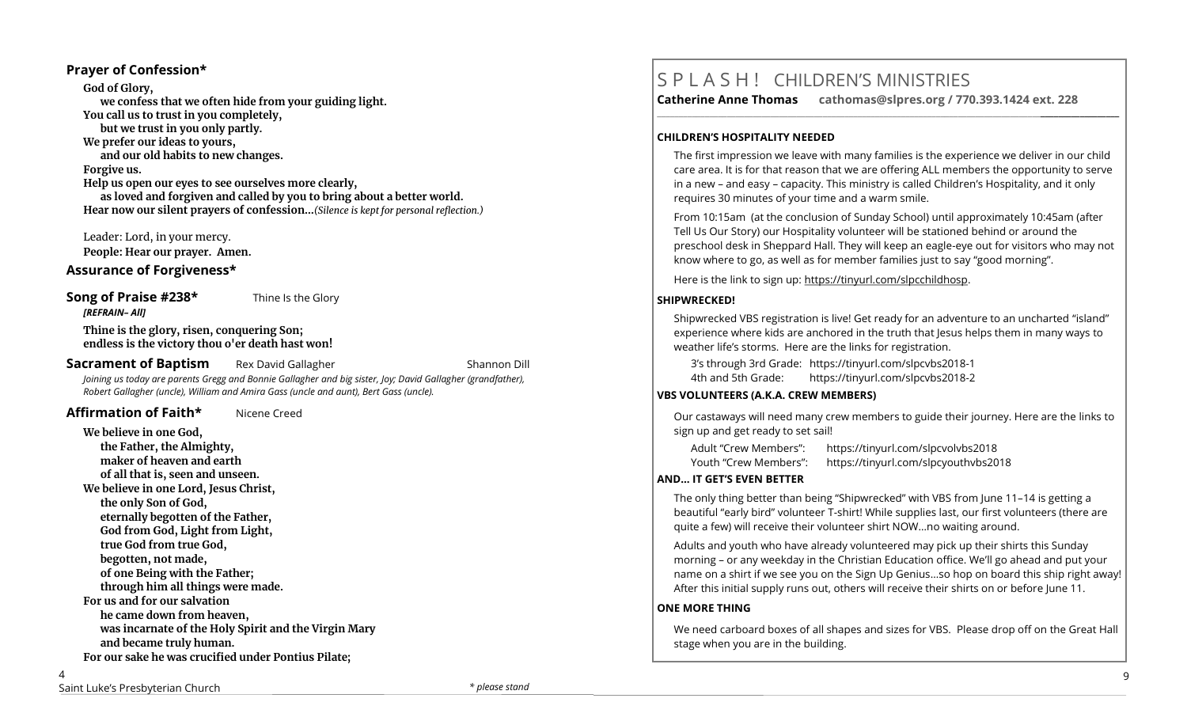## Prayer of Confession*

**God of Glory,**
**we confess that we often hide from your guiding light.**
**You call us to trust in you completely,**
**but we trust in you only partly.**
**We prefer our ideas to yours,**
**and our old habits to new changes.**
**Forgive us.**
**Help us open our eyes to see ourselves more clearly,**
**as loved and forgiven and called by you to bring about a better world.**
**Hear now our silent prayers of confession…***(Silence is kept for personal reflection.)*

Leader: Lord, in your mercy.
**People: Hear our prayer. Amen.**

## Assurance of Forgiveness*

## Song of Praise #238* Thine Is the Glory

***[REFRAIN– All]***

**Thine is the glory, risen, conquering Son;**
**endless is the victory thou o'er death hast won!**

## Sacrament of Baptism Rex David Gallagher Shannon Dill

*Joining us today are parents Gregg and Bonnie Gallagher and big sister, Joy; David Gallagher (grandfather), Robert Gallagher (uncle), William and Amira Gass (uncle and aunt), Bert Gass (uncle).*

## Affirmation of Faith* Nicene Creed

**We believe in one God,**
**the Father, the Almighty,**
**maker of heaven and earth**
**of all that is, seen and unseen.**
**We believe in one Lord, Jesus Christ,**
**the only Son of God,**
**eternally begotten of the Father,**
**God from God, Light from Light,**
**true God from true God,**
**begotten, not made,**
**of one Being with the Father;**
**through him all things were made.**
**For us and for our salvation**
**he came down from heaven,**
**was incarnate of the Holy Spirit and the Virgin Mary**
**and became truly human.**
**For our sake he was crucified under Pontius Pilate;**

\* please stand

# S P L A S H ! CHILDREN'S MINISTRIES

**Catherine Anne Thomas cathomas@slpres.org / 770.393.1424 ext. 228**

### CHILDREN'S HOSPITALITY NEEDED

The first impression we leave with many families is the experience we deliver in our child care area. It is for that reason that we are offering ALL members the opportunity to serve in a new – and easy – capacity. This ministry is called Children's Hospitality, and it only requires 30 minutes of your time and a warm smile.

From 10:15am (at the conclusion of Sunday School) until approximately 10:45am (after Tell Us Our Story) our Hospitality volunteer will be stationed behind or around the preschool desk in Sheppard Hall. They will keep an eagle-eye out for visitors who may not know where to go, as well as for member families just to say "good morning".

Here is the link to sign up: https://tinyurl.com/slpcchildhosp.

### SHIPWRECKED!

Shipwrecked VBS registration is live! Get ready for an adventure to an uncharted "island" experience where kids are anchored in the truth that Jesus helps them in many ways to weather life's storms. Here are the links for registration.

3's through 3rd Grade: https://tinyurl.com/slpcvbs2018-1
4th and 5th Grade: https://tinyurl.com/slpcvbs2018-2

### VBS VOLUNTEERS (A.K.A. CREW MEMBERS)

Our castaways will need many crew members to guide their journey. Here are the links to sign up and get ready to set sail!

Adult "Crew Members": https://tinyurl.com/slpcvolvbs2018
Youth "Crew Members": https://tinyurl.com/slpcyouthvbs2018

### AND… IT GET'S EVEN BETTER

The only thing better than being "Shipwrecked" with VBS from June 11–14 is getting a beautiful "early bird" volunteer T-shirt! While supplies last, our first volunteers (there are quite a few) will receive their volunteer shirt NOW…no waiting around.

Adults and youth who have already volunteered may pick up their shirts this Sunday morning – or any weekday in the Christian Education office. We'll go ahead and put your name on a shirt if we see you on the Sign Up Genius…so hop on board this ship right away! After this initial supply runs out, others will receive their shirts on or before June 11.

### ONE MORE THING

We need carboard boxes of all shapes and sizes for VBS. Please drop off on the Great Hall stage when you are in the building.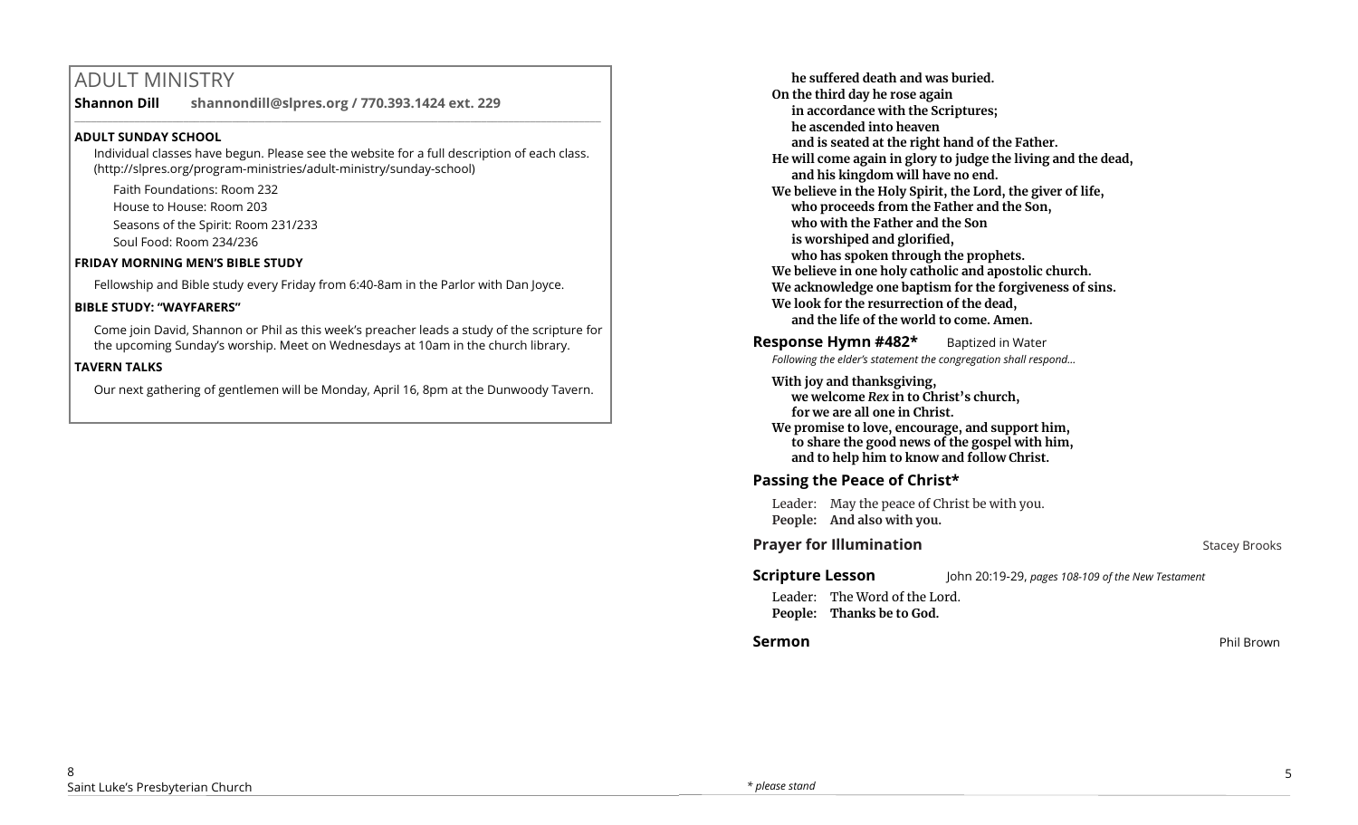## ADULT MINISTRY

**Shannon Dill** **shannondill@slpres.org / 770.393.1424 ext. 229**

**ADULT SUNDAY SCHOOL**

Individual classes have begun. Please see the website for a full description of each class. (http://slpres.org/program-ministries/adult-ministry/sunday-school)

Faith Foundations: Room 232

House to House: Room 203

Seasons of the Spirit: Room 231/233

Soul Food: Room 234/236

**FRIDAY MORNING MEN'S BIBLE STUDY**

Fellowship and Bible study every Friday from 6:40-8am in the Parlor with Dan Joyce.

**BIBLE STUDY: "WAYFARERS"**

Come join David, Shannon or Phil as this week's preacher leads a study of the scripture for the upcoming Sunday's worship. Meet on Wednesdays at 10am in the church library.

**TAVERN TALKS**

Our next gathering of gentlemen will be Monday, April 16, 8pm at the Dunwoody Tavern.

**he suffered death and was buried.**
**On the third day he rose again**
**in accordance with the Scriptures;**
**he ascended into heaven**
**and is seated at the right hand of the Father.**
**He will come again in glory to judge the living and the dead,**
**and his kingdom will have no end.**
**We believe in the Holy Spirit, the Lord, the giver of life,**
**who proceeds from the Father and the Son,**
**who with the Father and the Son**
**is worshiped and glorified,**
**who has spoken through the prophets.**
**We believe in one holy catholic and apostolic church.**
**We acknowledge one baptism for the forgiveness of sins.**
**We look for the resurrection of the dead,**
**and the life of the world to come. Amen.**

### Response Hymn #482* Baptized in Water

*Following the elder's statement the congregation shall respond...*

**With joy and thanksgiving,**
**we welcome *Rex* in to Christ's church,**
**for we are all one in Christ.**
**We promise to love, encourage, and support him,**
**to share the good news of the gospel with him,**
**and to help him to know and follow Christ.**

### Passing the Peace of Christ*

Leader: May the peace of Christ be with you.
**People: And also with you.**

### Prayer for Illumination — Stacey Brooks

### Scripture Lesson — John 20:19-29, *pages 108-109 of the New Testament*

Leader: The Word of the Lord.
**People: Thanks be to God.**

### Sermon — Phil Brown

*\* please stand*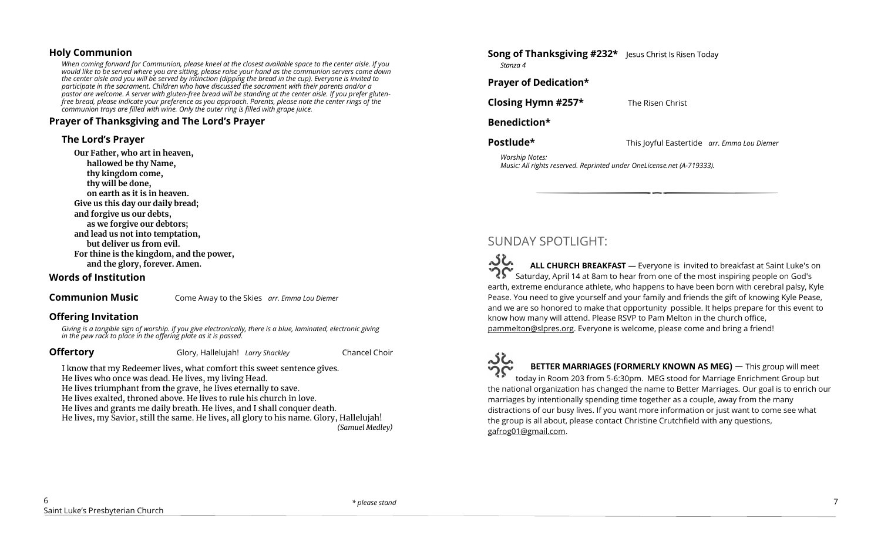## Holy Communion

*When coming forward for Communion, please kneel at the closest available space to the center aisle. If you would like to be served where you are sitting, please raise your hand as the communion servers come down the center aisle and you will be served by intinction (dipping the bread in the cup). Everyone is invited to participate in the sacrament. Children who have discussed the sacrament with their parents and/or a pastor are welcome. A server with gluten-free bread will be standing at the center aisle. If you prefer gluten-free bread, please indicate your preference as you approach. Parents, please note the center rings of the communion trays are filled with wine. Only the outer ring is filled with grape juice.*

## Prayer of Thanksgiving and The Lord's Prayer

### The Lord's Prayer

**Our Father, who art in heaven,**
**hallowed be thy Name,**
**thy kingdom come,**
**thy will be done,**
**on earth as it is in heaven.**
**Give us this day our daily bread;**
**and forgive us our debts,**
**as we forgive our debtors;**
**and lead us not into temptation,**
**but deliver us from evil.**
**For thine is the kingdom, and the power,**
**and the glory, forever. Amen.**

## Words of Institution

**Communion Music** Come Away to the Skies *arr. Emma Lou Diemer*

## Offering Invitation

*Giving is a tangible sign of worship. If you give electronically, there is a blue, laminated, electronic giving in the pew rack to place in the offering plate as it is passed.*

**Offertory** Glory, Hallelujah! *Larry Shackley* Chancel Choir

I know that my Redeemer lives, what comfort this sweet sentence gives.
He lives who once was dead. He lives, my living Head.
He lives triumphant from the grave, he lives eternally to save.
He lives exalted, throned above. He lives to rule his church in love.
He lives and grants me daily breath. He lives, and I shall conquer death.
He lives, my Savior, still the same. He lives, all glory to his name. Glory, Hallelujah!
*(Samuel Medley)*

**Song of Thanksgiving #232*** Jesus Christ Is Risen Today
*Stanza 4*

**Prayer of Dedication***

**Closing Hymn #257*** The Risen Christ

**Benediction***

**Postlude*** This Joyful Eastertide *arr. Emma Lou Diemer*

*Worship Notes:*
*Music: All rights reserved. Reprinted under OneLicense.net (A-719333).*

*\* please stand*

# SUNDAY SPOTLIGHT:

**ALL CHURCH BREAKFAST** — Everyone is invited to breakfast at Saint Luke's on Saturday, April 14 at 8am to hear from one of the most inspiring people on God's earth, extreme endurance athlete, who happens to have been born with cerebral palsy, Kyle Pease. You need to give yourself and your family and friends the gift of knowing Kyle Pease, and we are so honored to make that opportunity possible. It helps prepare for this event to know how many will attend. Please RSVP to Pam Melton in the church office, pammelton@slpres.org. Everyone is welcome, please come and bring a friend!

**BETTER MARRIAGES (FORMERLY KNOWN AS MEG)** — This group will meet today in Room 203 from 5-6:30pm. MEG stood for Marriage Enrichment Group but the national organization has changed the name to Better Marriages. Our goal is to enrich our marriages by intentionally spending time together as a couple, away from the many distractions of our busy lives. If you want more information or just want to come see what the group is all about, please contact Christine Crutchfield with any questions, gafrog01@gmail.com.